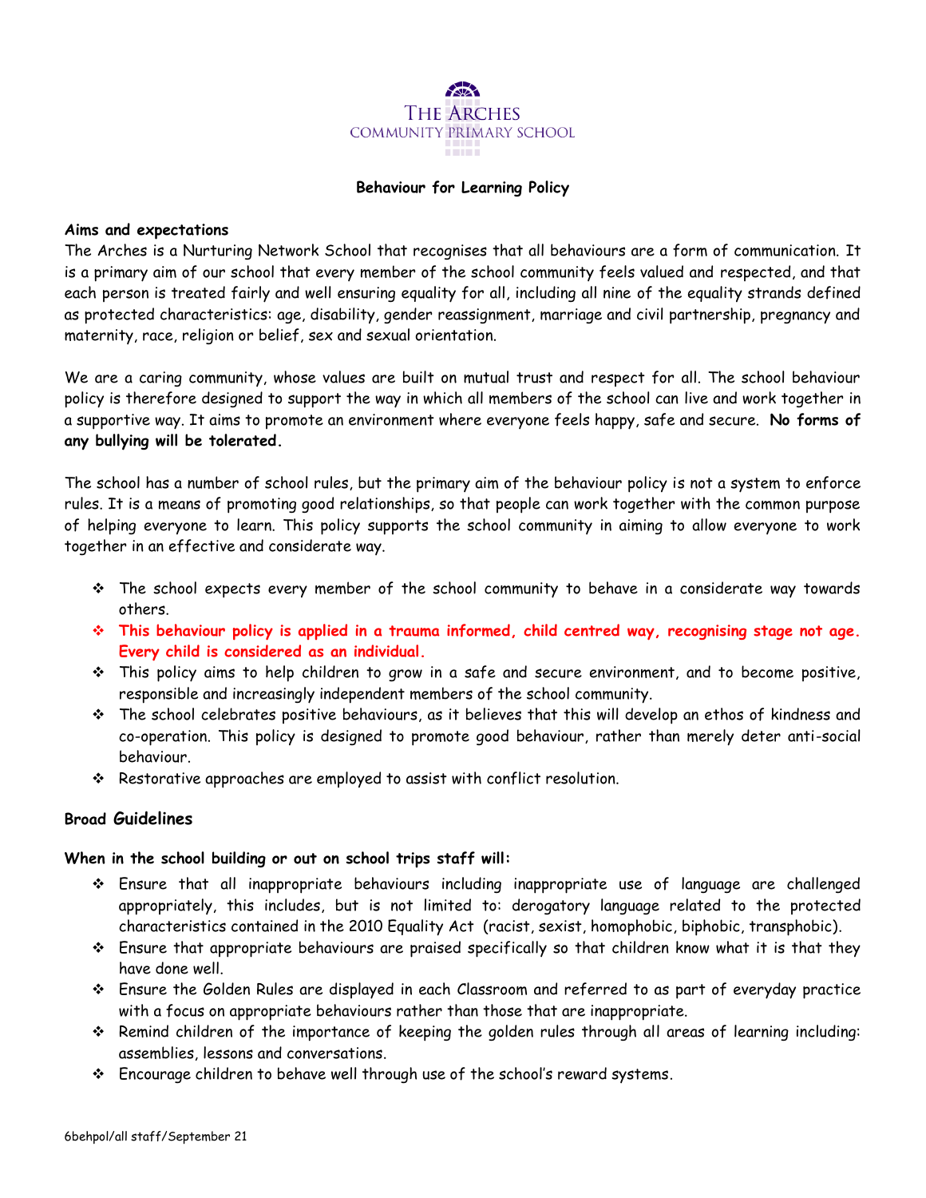THE ARCHES
COMMUNITY PRIMARY SCHOOL

# Behaviour for Learning Policy

**Aims and expectations**

The Arches is a Nurturing Network School that recognises that all behaviours are a form of communication. It is a primary aim of our school that every member of the school community feels valued and respected, and that each person is treated fairly and well ensuring equality for all, including all nine of the equality strands defined as protected characteristics: age, disability, gender reassignment, marriage and civil partnership, pregnancy and maternity, race, religion or belief, sex and sexual orientation.

We are a caring community, whose values are built on mutual trust and respect for all. The school behaviour policy is therefore designed to support the way in which all members of the school can live and work together in a supportive way. It aims to promote an environment where everyone feels happy, safe and secure. **No forms of any bullying will be tolerated.**

The school has a number of school rules, but the primary aim of the behaviour policy is not a system to enforce rules. It is a means of promoting good relationships, so that people can work together with the common purpose of helping everyone to learn. This policy supports the school community in aiming to allow everyone to work together in an effective and considerate way.

- The school expects every member of the school community to behave in a considerate way towards others.
- **This behaviour policy is applied in a trauma informed, child centred way, recognising stage not age. Every child is considered as an individual.**
- This policy aims to help children to grow in a safe and secure environment, and to become positive, responsible and increasingly independent members of the school community.
- The school celebrates positive behaviours, as it believes that this will develop an ethos of kindness and co-operation. This policy is designed to promote good behaviour, rather than merely deter anti-social behaviour.
- Restorative approaches are employed to assist with conflict resolution.

## Broad Guidelines

**When in the school building or out on school trips staff will:**

- Ensure that all inappropriate behaviours including inappropriate use of language are challenged appropriately, this includes, but is not limited to: derogatory language related to the protected characteristics contained in the 2010 Equality Act (racist, sexist, homophobic, biphobic, transphobic).
- Ensure that appropriate behaviours are praised specifically so that children know what it is that they have done well.
- Ensure the Golden Rules are displayed in each Classroom and referred to as part of everyday practice with a focus on appropriate behaviours rather than those that are inappropriate.
- Remind children of the importance of keeping the golden rules through all areas of learning including: assemblies, lessons and conversations.
- Encourage children to behave well through use of the school's reward systems.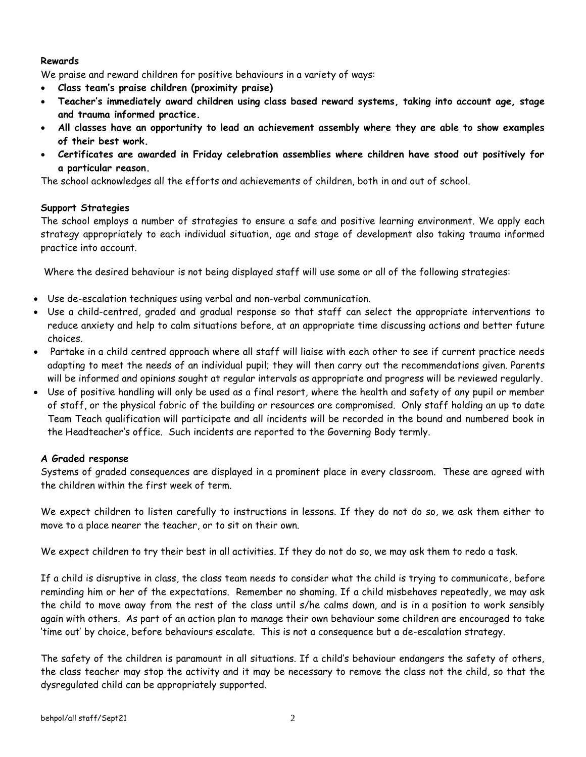**Rewards**

We praise and reward children for positive behaviours in a variety of ways:

- **Class team's praise children (proximity praise)**
- **Teacher's immediately award children using class based reward systems, taking into account age, stage and trauma informed practice.**
- **All classes have an opportunity to lead an achievement assembly where they are able to show examples of their best work.**
- **Certificates are awarded in Friday celebration assemblies where children have stood out positively for a particular reason.**

The school acknowledges all the efforts and achievements of children, both in and out of school.

**Support Strategies**

The school employs a number of strategies to ensure a safe and positive learning environment. We apply each strategy appropriately to each individual situation, age and stage of development also taking trauma informed practice into account.

Where the desired behaviour is not being displayed staff will use some or all of the following strategies:

- Use de-escalation techniques using verbal and non-verbal communication.
- Use a child-centred, graded and gradual response so that staff can select the appropriate interventions to reduce anxiety and help to calm situations before, at an appropriate time discussing actions and better future choices.
- Partake in a child centred approach where all staff will liaise with each other to see if current practice needs adapting to meet the needs of an individual pupil; they will then carry out the recommendations given. Parents will be informed and opinions sought at regular intervals as appropriate and progress will be reviewed regularly.
- Use of positive handling will only be used as a final resort, where the health and safety of any pupil or member of staff, or the physical fabric of the building or resources are compromised. Only staff holding an up to date Team Teach qualification will participate and all incidents will be recorded in the bound and numbered book in the Headteacher's office. Such incidents are reported to the Governing Body termly.

**A Graded response**

Systems of graded consequences are displayed in a prominent place in every classroom. These are agreed with the children within the first week of term.

We expect children to listen carefully to instructions in lessons. If they do not do so, we ask them either to move to a place nearer the teacher, or to sit on their own.

We expect children to try their best in all activities. If they do not do so, we may ask them to redo a task.

If a child is disruptive in class, the class team needs to consider what the child is trying to communicate, before reminding him or her of the expectations. Remember no shaming. If a child misbehaves repeatedly, we may ask the child to move away from the rest of the class until s/he calms down, and is in a position to work sensibly again with others. As part of an action plan to manage their own behaviour some children are encouraged to take 'time out' by choice, before behaviours escalate. This is not a consequence but a de-escalation strategy.

The safety of the children is paramount in all situations. If a child's behaviour endangers the safety of others, the class teacher may stop the activity and it may be necessary to remove the class not the child, so that the dysregulated child can be appropriately supported.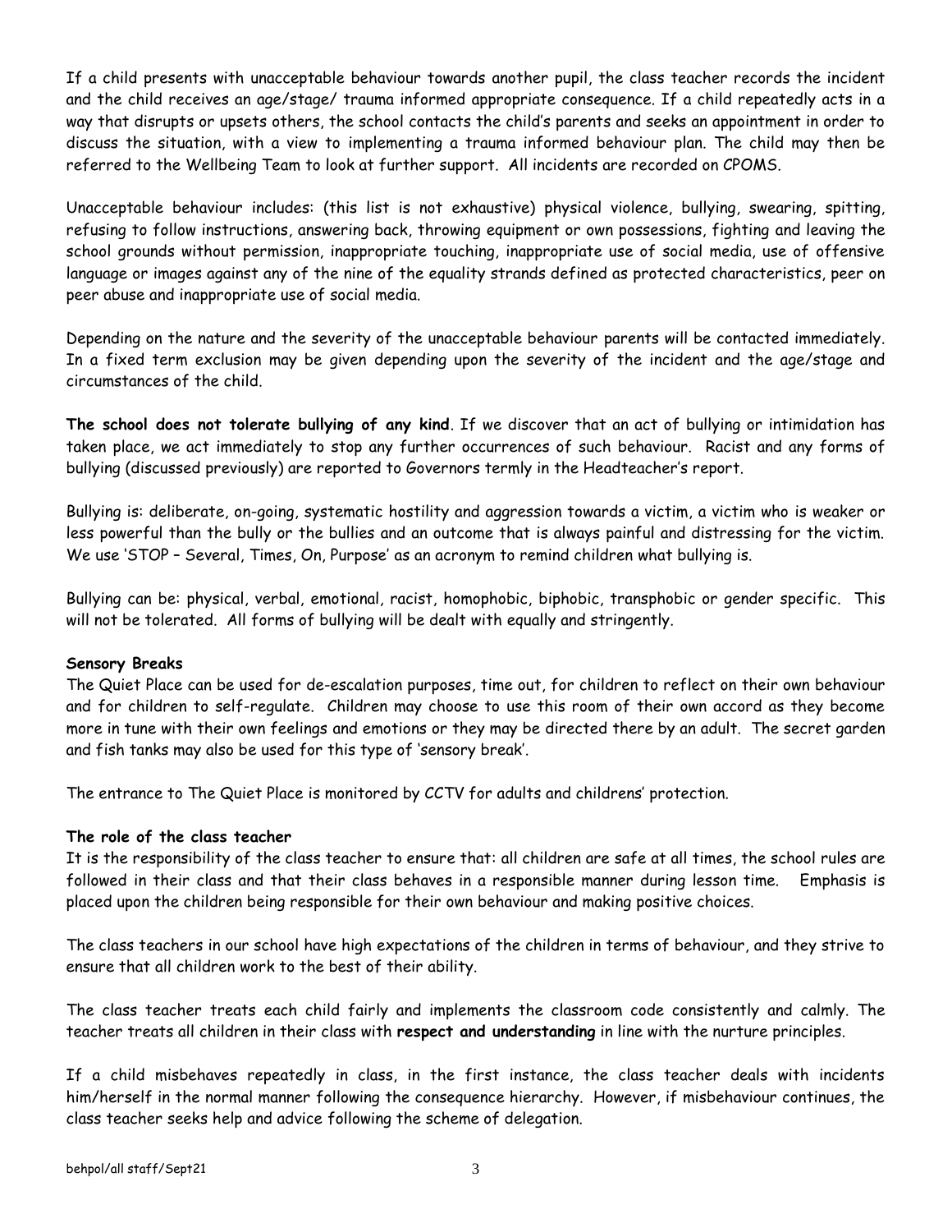If a child presents with unacceptable behaviour towards another pupil, the class teacher records the incident and the child receives an age/stage/ trauma informed appropriate consequence. If a child repeatedly acts in a way that disrupts or upsets others, the school contacts the child's parents and seeks an appointment in order to discuss the situation, with a view to implementing a trauma informed behaviour plan. The child may then be referred to the Wellbeing Team to look at further support. All incidents are recorded on CPOMS.

Unacceptable behaviour includes: (this list is not exhaustive) physical violence, bullying, swearing, spitting, refusing to follow instructions, answering back, throwing equipment or own possessions, fighting and leaving the school grounds without permission, inappropriate touching, inappropriate use of social media, use of offensive language or images against any of the nine of the equality strands defined as protected characteristics, peer on peer abuse and inappropriate use of social media.

Depending on the nature and the severity of the unacceptable behaviour parents will be contacted immediately. In a fixed term exclusion may be given depending upon the severity of the incident and the age/stage and circumstances of the child.

**The school does not tolerate bullying of any kind**. If we discover that an act of bullying or intimidation has taken place, we act immediately to stop any further occurrences of such behaviour. Racist and any forms of bullying (discussed previously) are reported to Governors termly in the Headteacher's report.

Bullying is: deliberate, on-going, systematic hostility and aggression towards a victim, a victim who is weaker or less powerful than the bully or the bullies and an outcome that is always painful and distressing for the victim. We use 'STOP – Several, Times, On, Purpose' as an acronym to remind children what bullying is.

Bullying can be: physical, verbal, emotional, racist, homophobic, biphobic, transphobic or gender specific. This will not be tolerated. All forms of bullying will be dealt with equally and stringently.

**Sensory Breaks**

The Quiet Place can be used for de-escalation purposes, time out, for children to reflect on their own behaviour and for children to self-regulate. Children may choose to use this room of their own accord as they become more in tune with their own feelings and emotions or they may be directed there by an adult. The secret garden and fish tanks may also be used for this type of 'sensory break'.

The entrance to The Quiet Place is monitored by CCTV for adults and childrens' protection.

**The role of the class teacher**

It is the responsibility of the class teacher to ensure that: all children are safe at all times, the school rules are followed in their class and that their class behaves in a responsible manner during lesson time. Emphasis is placed upon the children being responsible for their own behaviour and making positive choices.

The class teachers in our school have high expectations of the children in terms of behaviour, and they strive to ensure that all children work to the best of their ability.

The class teacher treats each child fairly and implements the classroom code consistently and calmly. The teacher treats all children in their class with **respect and understanding** in line with the nurture principles.

If a child misbehaves repeatedly in class, in the first instance, the class teacher deals with incidents him/herself in the normal manner following the consequence hierarchy. However, if misbehaviour continues, the class teacher seeks help and advice following the scheme of delegation.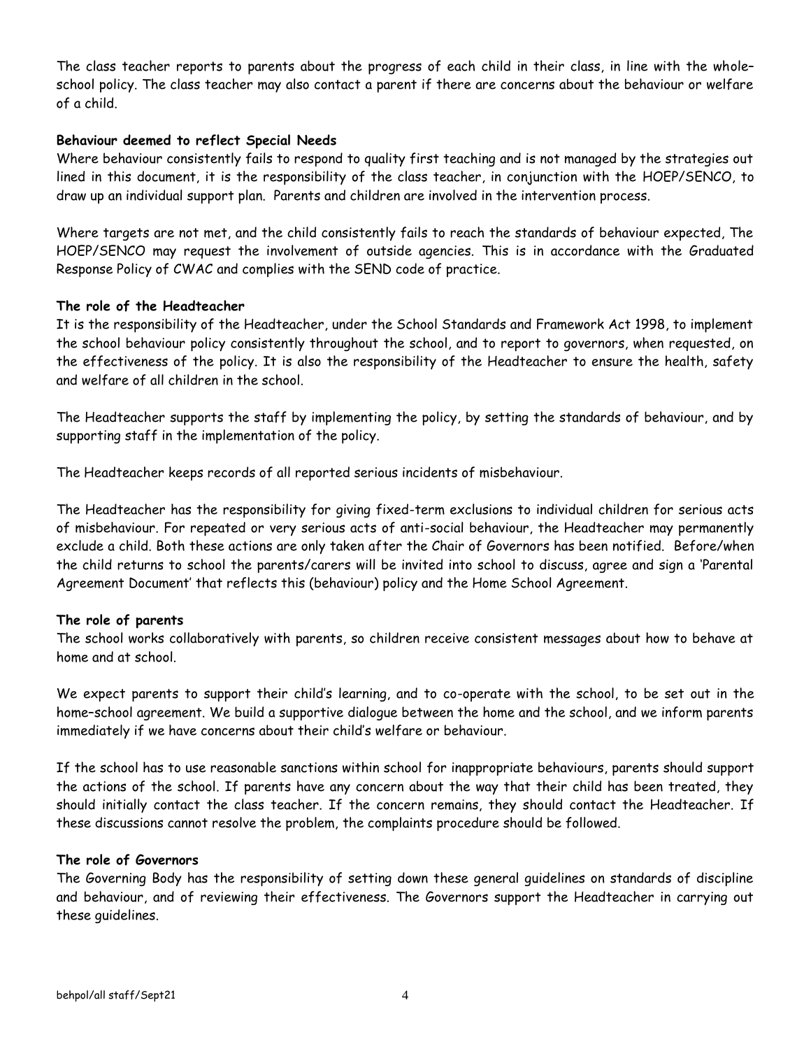The class teacher reports to parents about the progress of each child in their class, in line with the whole–school policy. The class teacher may also contact a parent if there are concerns about the behaviour or welfare of a child.

**Behaviour deemed to reflect Special Needs**

Where behaviour consistently fails to respond to quality first teaching and is not managed by the strategies out lined in this document, it is the responsibility of the class teacher, in conjunction with the HOEP/SENCO, to draw up an individual support plan. Parents and children are involved in the intervention process.

Where targets are not met, and the child consistently fails to reach the standards of behaviour expected, The HOEP/SENCO may request the involvement of outside agencies. This is in accordance with the Graduated Response Policy of CWAC and complies with the SEND code of practice.

**The role of the Headteacher**

It is the responsibility of the Headteacher, under the School Standards and Framework Act 1998, to implement the school behaviour policy consistently throughout the school, and to report to governors, when requested, on the effectiveness of the policy. It is also the responsibility of the Headteacher to ensure the health, safety and welfare of all children in the school.

The Headteacher supports the staff by implementing the policy, by setting the standards of behaviour, and by supporting staff in the implementation of the policy.

The Headteacher keeps records of all reported serious incidents of misbehaviour.

The Headteacher has the responsibility for giving fixed-term exclusions to individual children for serious acts of misbehaviour. For repeated or very serious acts of anti-social behaviour, the Headteacher may permanently exclude a child. Both these actions are only taken after the Chair of Governors has been notified. Before/when the child returns to school the parents/carers will be invited into school to discuss, agree and sign a 'Parental Agreement Document' that reflects this (behaviour) policy and the Home School Agreement.

**The role of parents**

The school works collaboratively with parents, so children receive consistent messages about how to behave at home and at school.

We expect parents to support their child's learning, and to co-operate with the school, to be set out in the home–school agreement. We build a supportive dialogue between the home and the school, and we inform parents immediately if we have concerns about their child's welfare or behaviour.

If the school has to use reasonable sanctions within school for inappropriate behaviours, parents should support the actions of the school. If parents have any concern about the way that their child has been treated, they should initially contact the class teacher. If the concern remains, they should contact the Headteacher. If these discussions cannot resolve the problem, the complaints procedure should be followed.

**The role of Governors**

The Governing Body has the responsibility of setting down these general guidelines on standards of discipline and behaviour, and of reviewing their effectiveness. The Governors support the Headteacher in carrying out these guidelines.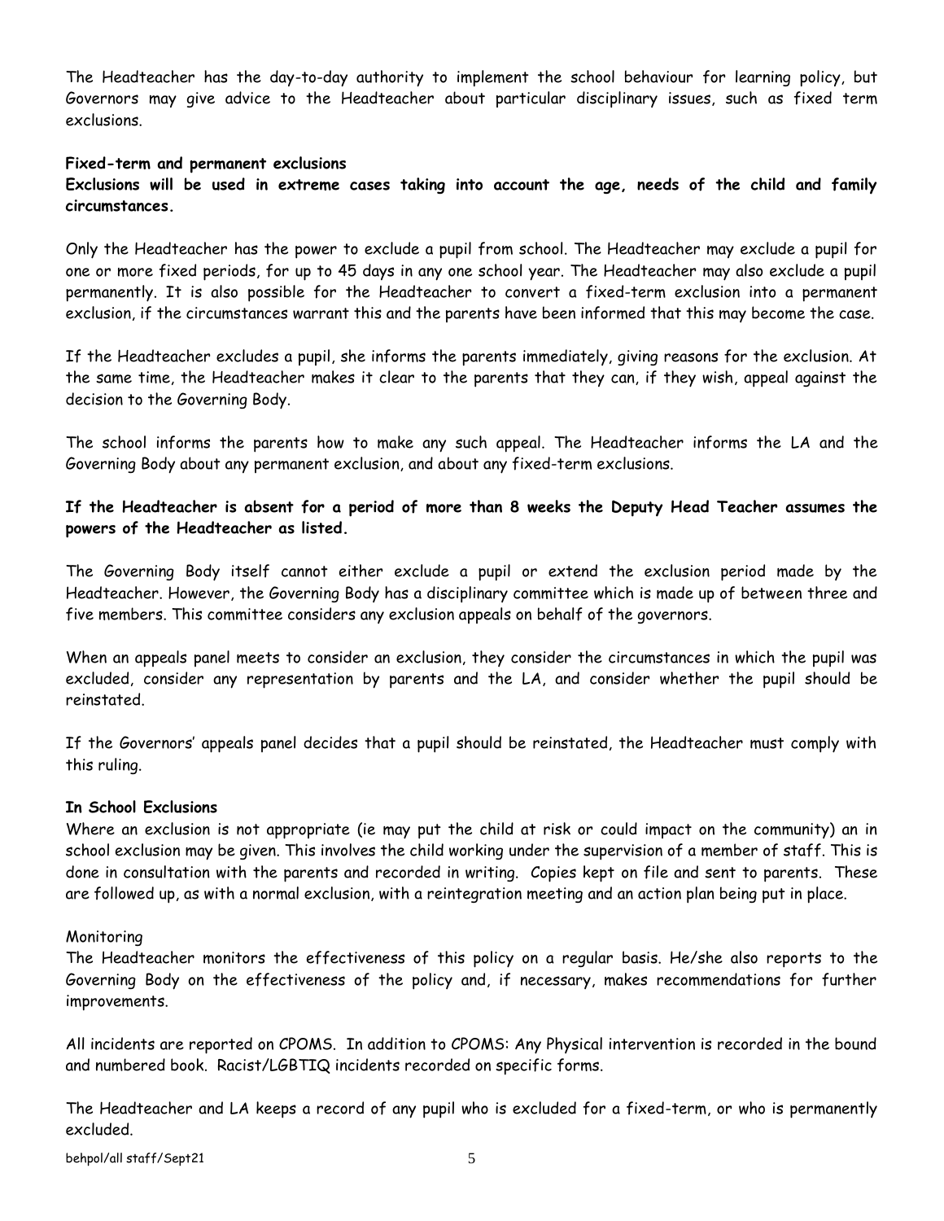The Headteacher has the day-to-day authority to implement the school behaviour for learning policy, but Governors may give advice to the Headteacher about particular disciplinary issues, such as fixed term exclusions.

**Fixed-term and permanent exclusions**

**Exclusions will be used in extreme cases taking into account the age, needs of the child and family circumstances.**

Only the Headteacher has the power to exclude a pupil from school. The Headteacher may exclude a pupil for one or more fixed periods, for up to 45 days in any one school year. The Headteacher may also exclude a pupil permanently. It is also possible for the Headteacher to convert a fixed-term exclusion into a permanent exclusion, if the circumstances warrant this and the parents have been informed that this may become the case.

If the Headteacher excludes a pupil, she informs the parents immediately, giving reasons for the exclusion. At the same time, the Headteacher makes it clear to the parents that they can, if they wish, appeal against the decision to the Governing Body.

The school informs the parents how to make any such appeal. The Headteacher informs the LA and the Governing Body about any permanent exclusion, and about any fixed-term exclusions.

**If the Headteacher is absent for a period of more than 8 weeks the Deputy Head Teacher assumes the powers of the Headteacher as listed.**

The Governing Body itself cannot either exclude a pupil or extend the exclusion period made by the Headteacher. However, the Governing Body has a disciplinary committee which is made up of between three and five members. This committee considers any exclusion appeals on behalf of the governors.

When an appeals panel meets to consider an exclusion, they consider the circumstances in which the pupil was excluded, consider any representation by parents and the LA, and consider whether the pupil should be reinstated.

If the Governors' appeals panel decides that a pupil should be reinstated, the Headteacher must comply with this ruling.

**In School Exclusions**

Where an exclusion is not appropriate (ie may put the child at risk or could impact on the community) an in school exclusion may be given. This involves the child working under the supervision of a member of staff. This is done in consultation with the parents and recorded in writing. Copies kept on file and sent to parents. These are followed up, as with a normal exclusion, with a reintegration meeting and an action plan being put in place.

Monitoring

The Headteacher monitors the effectiveness of this policy on a regular basis. He/she also reports to the Governing Body on the effectiveness of the policy and, if necessary, makes recommendations for further improvements.

All incidents are reported on CPOMS. In addition to CPOMS: Any Physical intervention is recorded in the bound and numbered book. Racist/LGBTIQ incidents recorded on specific forms.

The Headteacher and LA keeps a record of any pupil who is excluded for a fixed-term, or who is permanently excluded.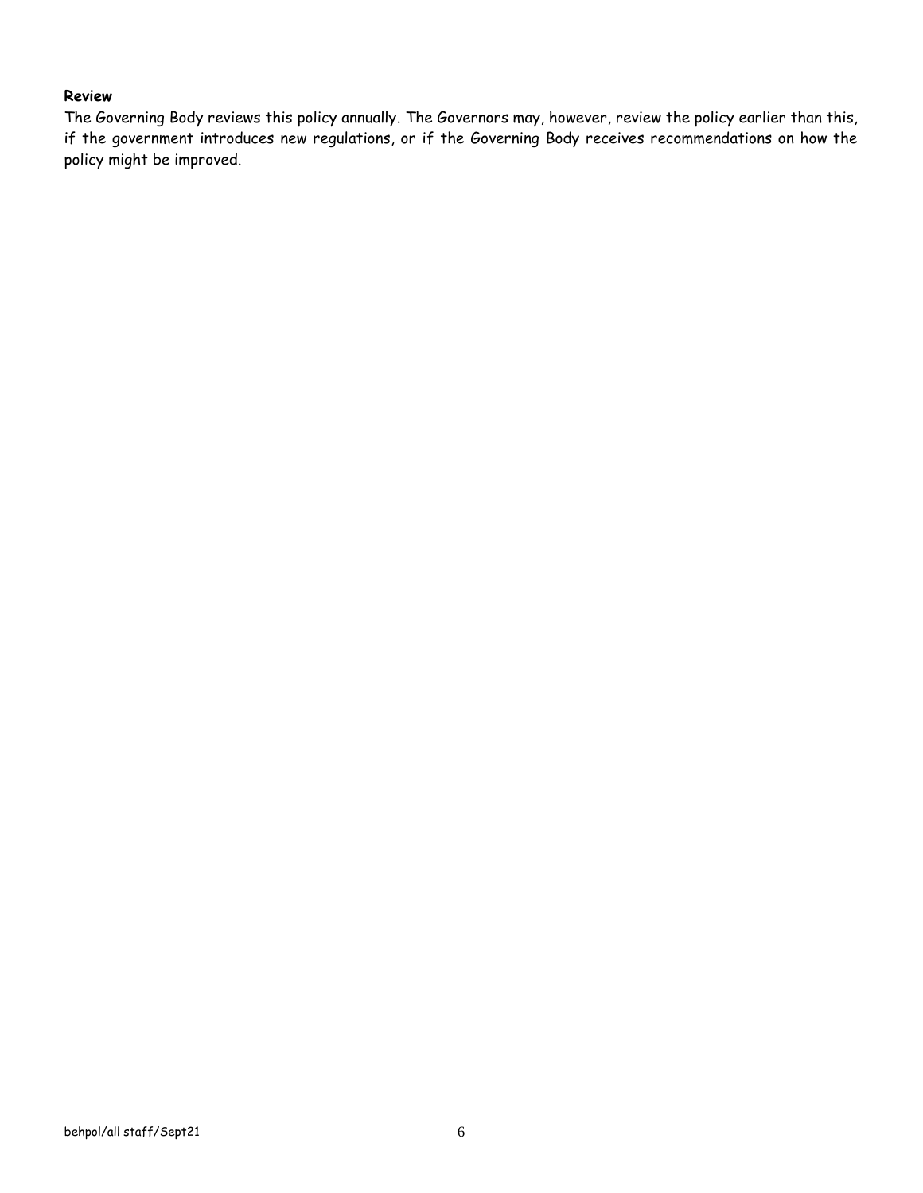**Review**

The Governing Body reviews this policy annually. The Governors may, however, review the policy earlier than this, if the government introduces new regulations, or if the Governing Body receives recommendations on how the policy might be improved.